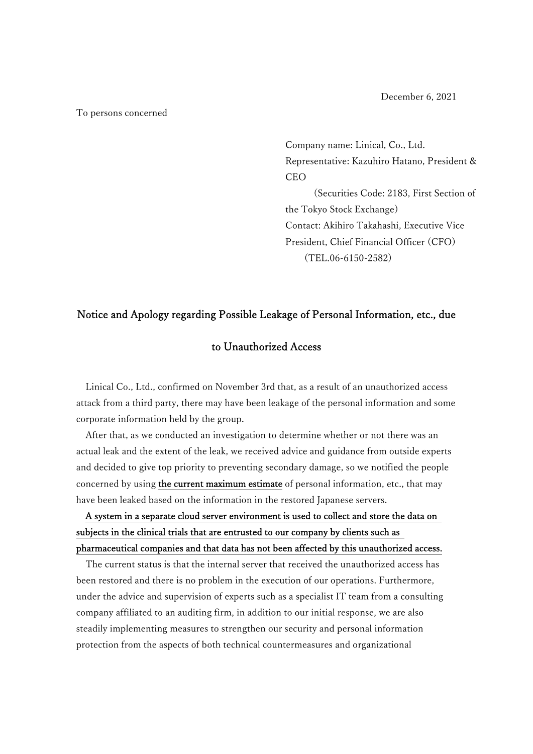December 6, 2021

To persons concerned

Company name: Linical, Co., Ltd.
Representative: Kazuhiro Hatano, President & CEO
(Securities Code: 2183, First Section of the Tokyo Stock Exchange)
Contact: Akihiro Takahashi, Executive Vice President, Chief Financial Officer (CFO)
(TEL.06-6150-2582)

# Notice and Apology regarding Possible Leakage of Personal Information, etc., due to Unauthorized Access

Linical Co., Ltd., confirmed on November 3rd that, as a result of an unauthorized access attack from a third party, there may have been leakage of the personal information and some corporate information held by the group.

After that, as we conducted an investigation to determine whether or not there was an actual leak and the extent of the leak, we received advice and guidance from outside experts and decided to give top priority to preventing secondary damage, so we notified the people concerned by using <u>the current maximum estimate</u> of personal information, etc., that may have been leaked based on the information in the restored Japanese servers.

<u>A system in a separate cloud server environment is used to collect and store the data on subjects in the clinical trials that are entrusted to our company by clients such as pharmaceutical companies and that data has not been affected by this unauthorized access.</u>

The current status is that the internal server that received the unauthorized access has been restored and there is no problem in the execution of our operations. Furthermore, under the advice and supervision of experts such as a specialist IT team from a consulting company affiliated to an auditing firm, in addition to our initial response, we are also steadily implementing measures to strengthen our security and personal information protection from the aspects of both technical countermeasures and organizational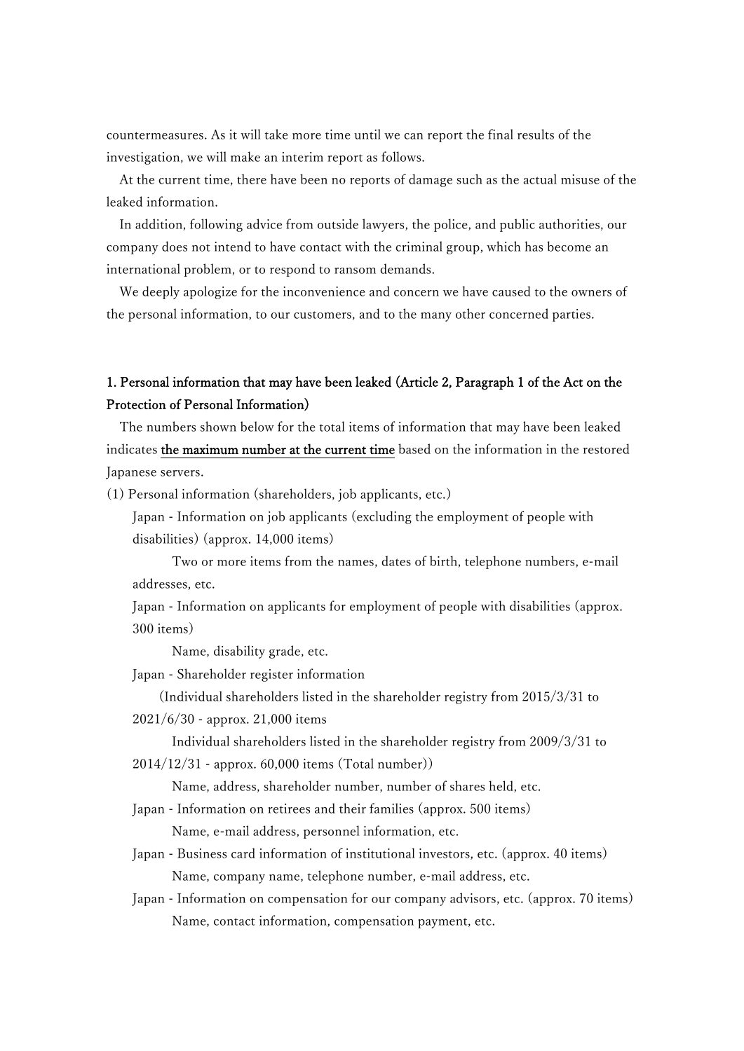countermeasures. As it will take more time until we can report the final results of the investigation, we will make an interim report as follows.

At the current time, there have been no reports of damage such as the actual misuse of the leaked information.

In addition, following advice from outside lawyers, the police, and public authorities, our company does not intend to have contact with the criminal group, which has become an international problem, or to respond to ransom demands.

We deeply apologize for the inconvenience and concern we have caused to the owners of the personal information, to our customers, and to the many other concerned parties.

### 1. Personal information that may have been leaked (Article 2, Paragraph 1 of the Act on the Protection of Personal Information)

The numbers shown below for the total items of information that may have been leaked indicates <u>the maximum number at the current time</u> based on the information in the restored Japanese servers.

(1) Personal information (shareholders, job applicants, etc.)

Japan - Information on job applicants (excluding the employment of people with disabilities) (approx. 14,000 items)

Two or more items from the names, dates of birth, telephone numbers, e-mail addresses, etc.

Japan - Information on applicants for employment of people with disabilities (approx. 300 items)

Name, disability grade, etc.

Japan - Shareholder register information

(Individual shareholders listed in the shareholder registry from 2015/3/31 to 2021/6/30 - approx. 21,000 items

Individual shareholders listed in the shareholder registry from 2009/3/31 to 2014/12/31 - approx. 60,000 items (Total number))

Name, address, shareholder number, number of shares held, etc.

Japan - Information on retirees and their families (approx. 500 items)

Name, e-mail address, personnel information, etc.

Japan - Business card information of institutional investors, etc. (approx. 40 items)

Name, company name, telephone number, e-mail address, etc.

Japan - Information on compensation for our company advisors, etc. (approx. 70 items)

Name, contact information, compensation payment, etc.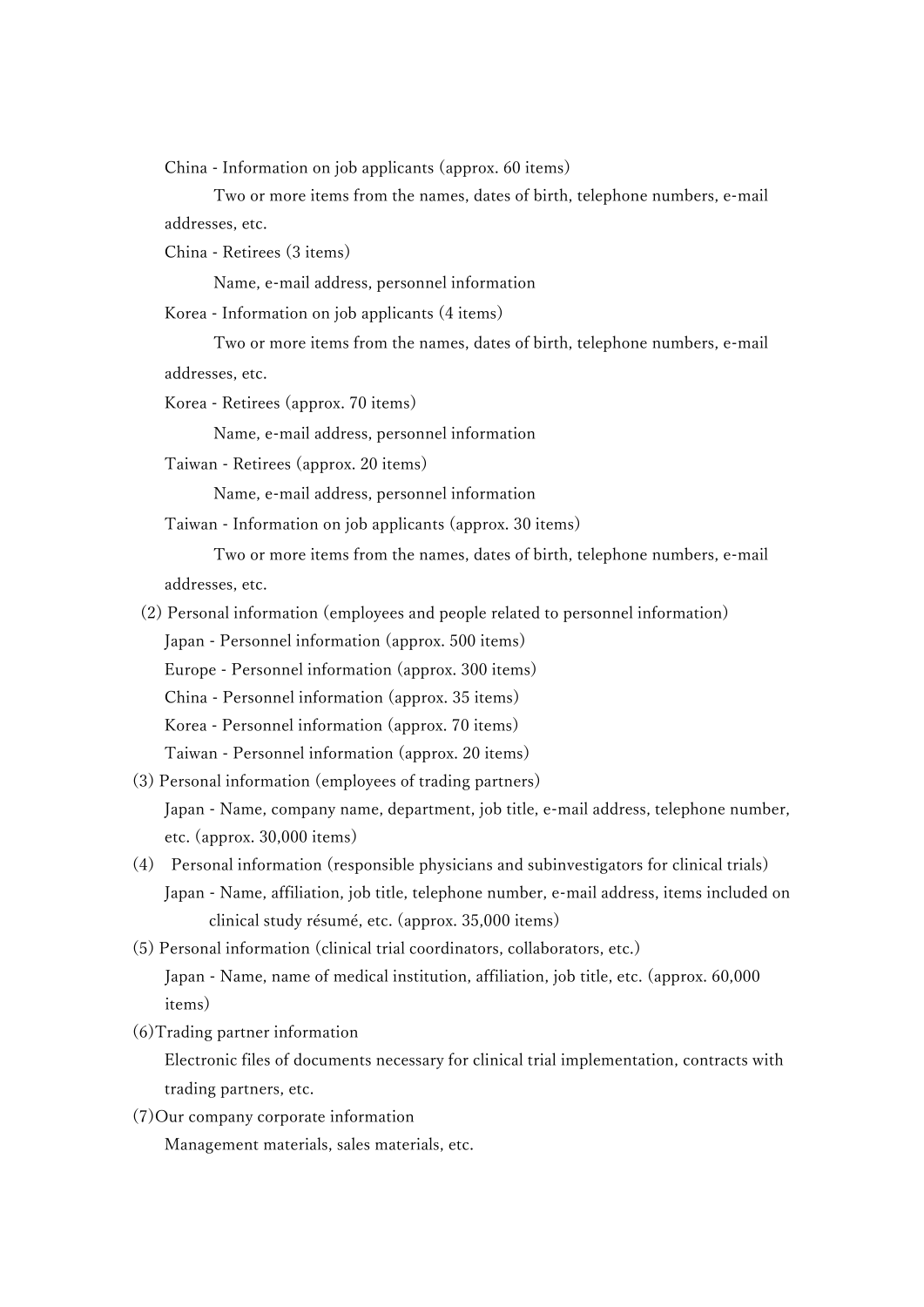China - Information on job applicants (approx. 60 items)

Two or more items from the names, dates of birth, telephone numbers, e-mail addresses, etc.

China - Retirees (3 items)

Name, e-mail address, personnel information

Korea - Information on job applicants (4 items)

Two or more items from the names, dates of birth, telephone numbers, e-mail addresses, etc.

Korea - Retirees (approx. 70 items)

Name, e-mail address, personnel information

Taiwan - Retirees (approx. 20 items)

Name, e-mail address, personnel information

Taiwan - Information on job applicants (approx. 30 items)

Two or more items from the names, dates of birth, telephone numbers, e-mail addresses, etc.

(2) Personal information (employees and people related to personnel information)

Japan - Personnel information (approx. 500 items)

Europe - Personnel information (approx. 300 items)

China - Personnel information (approx. 35 items)

Korea - Personnel information (approx. 70 items)

Taiwan - Personnel information (approx. 20 items)

(3) Personal information (employees of trading partners)

Japan - Name, company name, department, job title, e-mail address, telephone number, etc. (approx. 30,000 items)

(4) Personal information (responsible physicians and subinvestigators for clinical trials)

Japan - Name, affiliation, job title, telephone number, e-mail address, items included on clinical study résumé, etc. (approx. 35,000 items)

(5) Personal information (clinical trial coordinators, collaborators, etc.)

Japan - Name, name of medical institution, affiliation, job title, etc. (approx. 60,000 items)

(6)Trading partner information

Electronic files of documents necessary for clinical trial implementation, contracts with trading partners, etc.

(7)Our company corporate information

Management materials, sales materials, etc.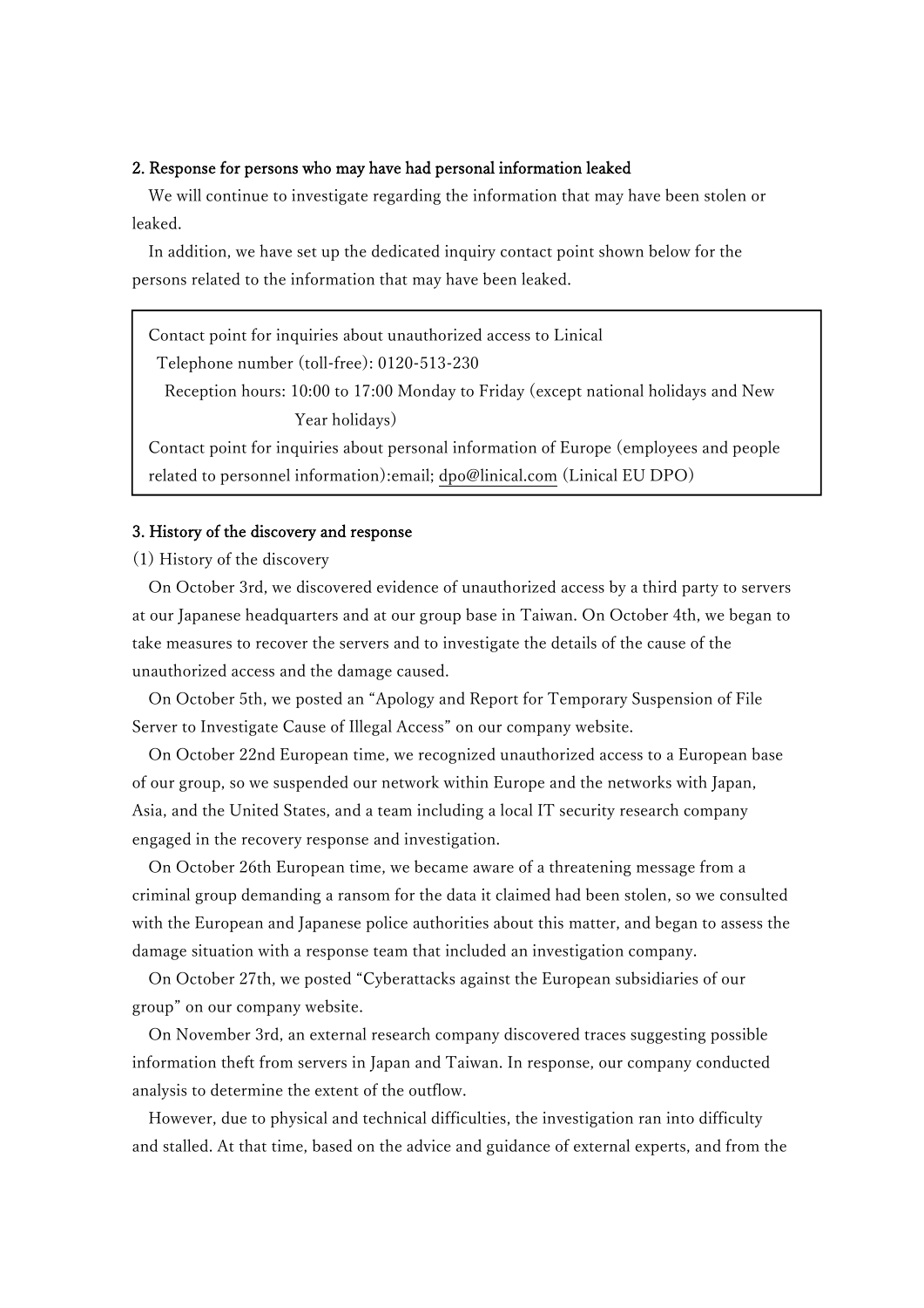## 2. Response for persons who may have had personal information leaked

We will continue to investigate regarding the information that may have been stolen or leaked.

In addition, we have set up the dedicated inquiry contact point shown below for the persons related to the information that may have been leaked.

> Contact point for inquiries about unauthorized access to Linical
> Telephone number (toll-free): 0120-513-230
> Reception hours: 10:00 to 17:00 Monday to Friday (except national holidays and New Year holidays)
> Contact point for inquiries about personal information of Europe (employees and people related to personnel information):email; dpo@linical.com (Linical EU DPO)

## 3. History of the discovery and response

(1) History of the discovery

On October 3rd, we discovered evidence of unauthorized access by a third party to servers at our Japanese headquarters and at our group base in Taiwan. On October 4th, we began to take measures to recover the servers and to investigate the details of the cause of the unauthorized access and the damage caused.

On October 5th, we posted an "Apology and Report for Temporary Suspension of File Server to Investigate Cause of Illegal Access" on our company website.

On October 22nd European time, we recognized unauthorized access to a European base of our group, so we suspended our network within Europe and the networks with Japan, Asia, and the United States, and a team including a local IT security research company engaged in the recovery response and investigation.

On October 26th European time, we became aware of a threatening message from a criminal group demanding a ransom for the data it claimed had been stolen, so we consulted with the European and Japanese police authorities about this matter, and began to assess the damage situation with a response team that included an investigation company.

On October 27th, we posted "Cyberattacks against the European subsidiaries of our group" on our company website.

On November 3rd, an external research company discovered traces suggesting possible information theft from servers in Japan and Taiwan. In response, our company conducted analysis to determine the extent of the outflow.

However, due to physical and technical difficulties, the investigation ran into difficulty and stalled. At that time, based on the advice and guidance of external experts, and from the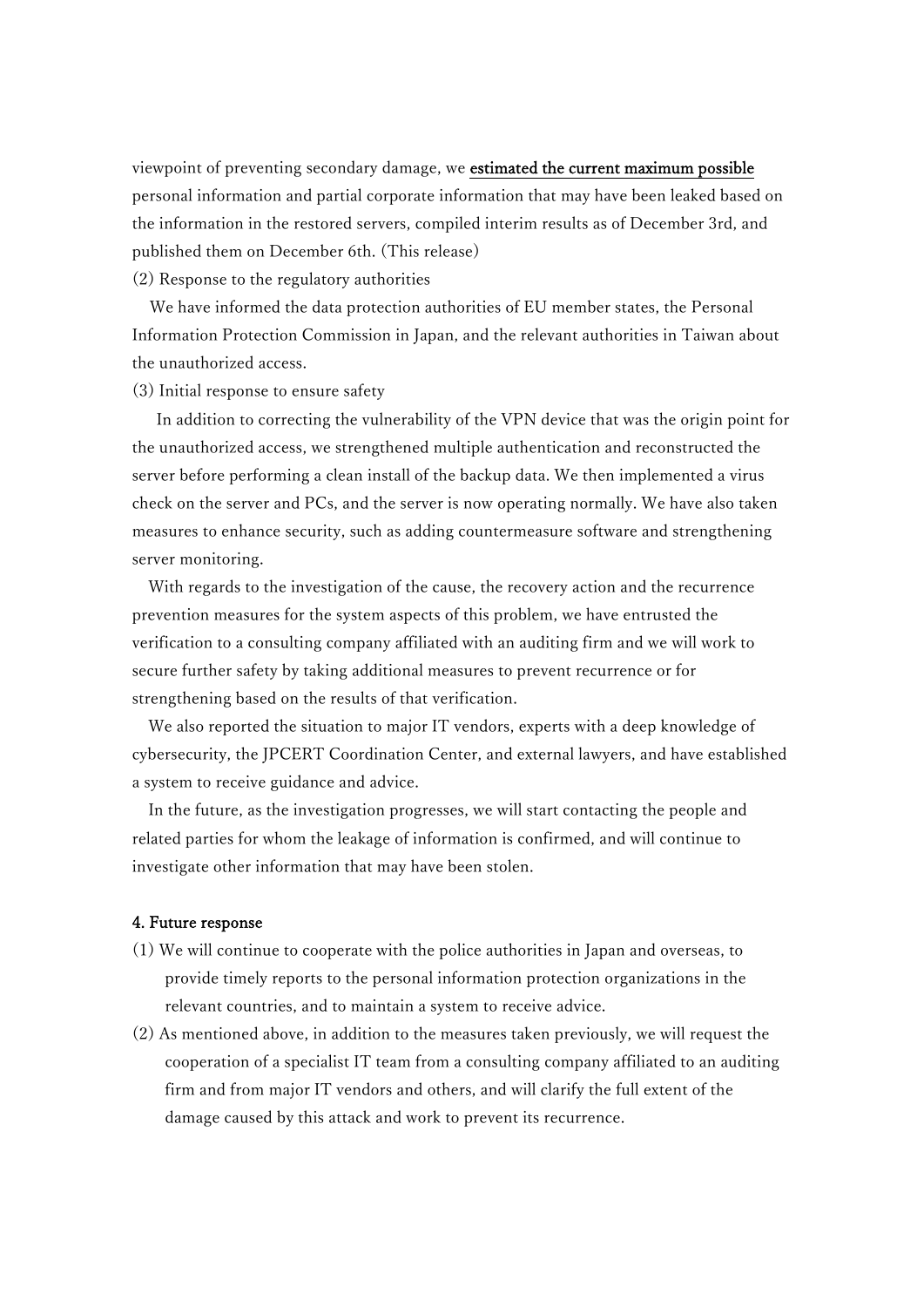viewpoint of preventing secondary damage, we <u>**estimated the current maximum possible**</u> personal information and partial corporate information that may have been leaked based on the information in the restored servers, compiled interim results as of December 3rd, and published them on December 6th. (This release)

(2) Response to the regulatory authorities

We have informed the data protection authorities of EU member states, the Personal Information Protection Commission in Japan, and the relevant authorities in Taiwan about the unauthorized access.

(3) Initial response to ensure safety

In addition to correcting the vulnerability of the VPN device that was the origin point for the unauthorized access, we strengthened multiple authentication and reconstructed the server before performing a clean install of the backup data. We then implemented a virus check on the server and PCs, and the server is now operating normally. We have also taken measures to enhance security, such as adding countermeasure software and strengthening server monitoring.

With regards to the investigation of the cause, the recovery action and the recurrence prevention measures for the system aspects of this problem, we have entrusted the verification to a consulting company affiliated with an auditing firm and we will work to secure further safety by taking additional measures to prevent recurrence or for strengthening based on the results of that verification.

We also reported the situation to major IT vendors, experts with a deep knowledge of cybersecurity, the JPCERT Coordination Center, and external lawyers, and have established a system to receive guidance and advice.

In the future, as the investigation progresses, we will start contacting the people and related parties for whom the leakage of information is confirmed, and will continue to investigate other information that may have been stolen.

**4. Future response**

(1) We will continue to cooperate with the police authorities in Japan and overseas, to provide timely reports to the personal information protection organizations in the relevant countries, and to maintain a system to receive advice.

(2) As mentioned above, in addition to the measures taken previously, we will request the cooperation of a specialist IT team from a consulting company affiliated to an auditing firm and from major IT vendors and others, and will clarify the full extent of the damage caused by this attack and work to prevent its recurrence.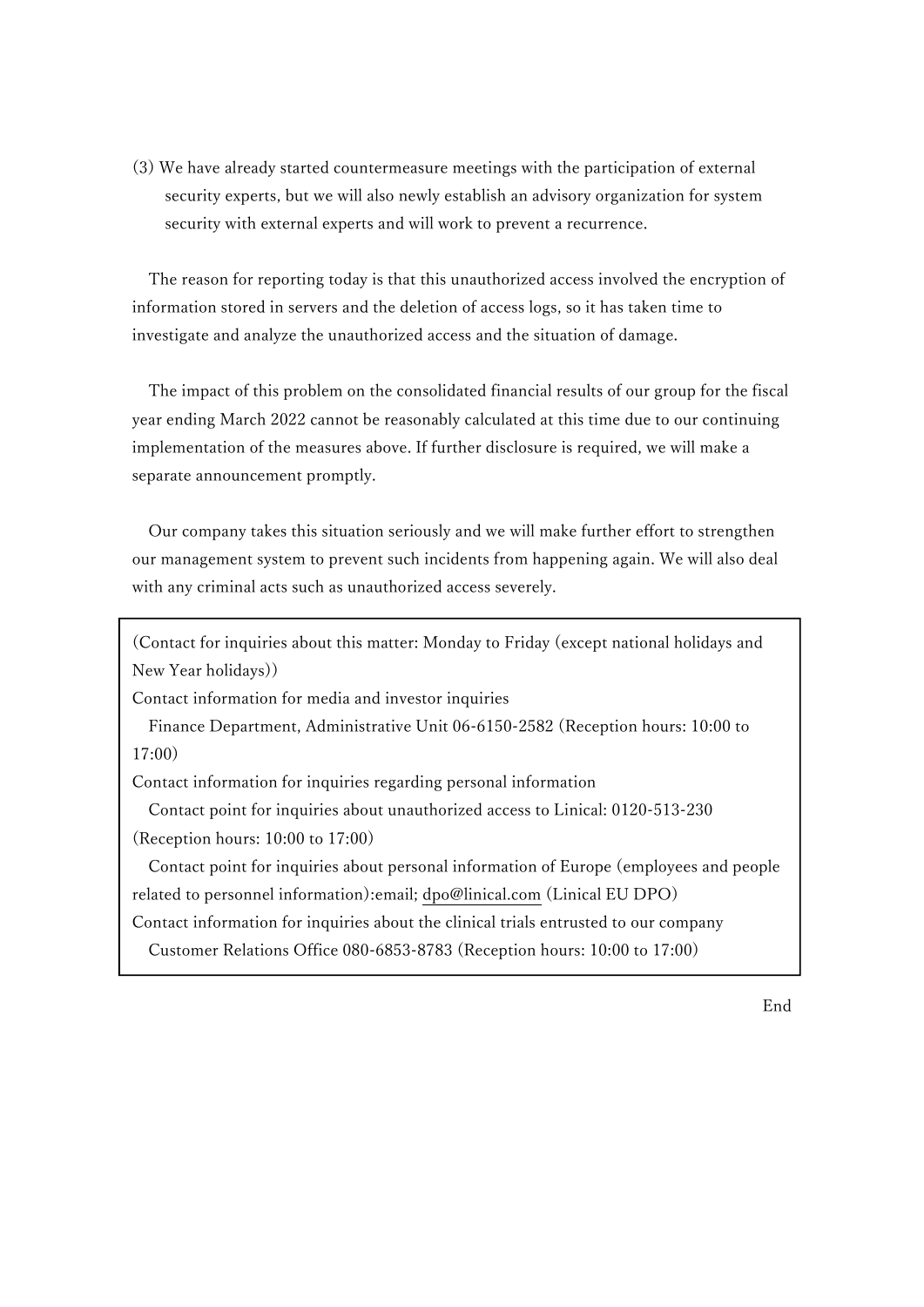(3) We have already started countermeasure meetings with the participation of external security experts, but we will also newly establish an advisory organization for system security with external experts and will work to prevent a recurrence.

The reason for reporting today is that this unauthorized access involved the encryption of information stored in servers and the deletion of access logs, so it has taken time to investigate and analyze the unauthorized access and the situation of damage.

The impact of this problem on the consolidated financial results of our group for the fiscal year ending March 2022 cannot be reasonably calculated at this time due to our continuing implementation of the measures above. If further disclosure is required, we will make a separate announcement promptly.

Our company takes this situation seriously and we will make further effort to strengthen our management system to prevent such incidents from happening again. We will also deal with any criminal acts such as unauthorized access severely.

(Contact for inquiries about this matter: Monday to Friday (except national holidays and New Year holidays))

Contact information for media and investor inquiries

Finance Department, Administrative Unit 06-6150-2582 (Reception hours: 10:00 to 17:00)

Contact information for inquiries regarding personal information

Contact point for inquiries about unauthorized access to Linical: 0120-513-230 (Reception hours: 10:00 to 17:00)

Contact point for inquiries about personal information of Europe (employees and people related to personnel information):email; dpo@linical.com (Linical EU DPO)

Contact information for inquiries about the clinical trials entrusted to our company

Customer Relations Office 080-6853-8783 (Reception hours: 10:00 to 17:00)

End